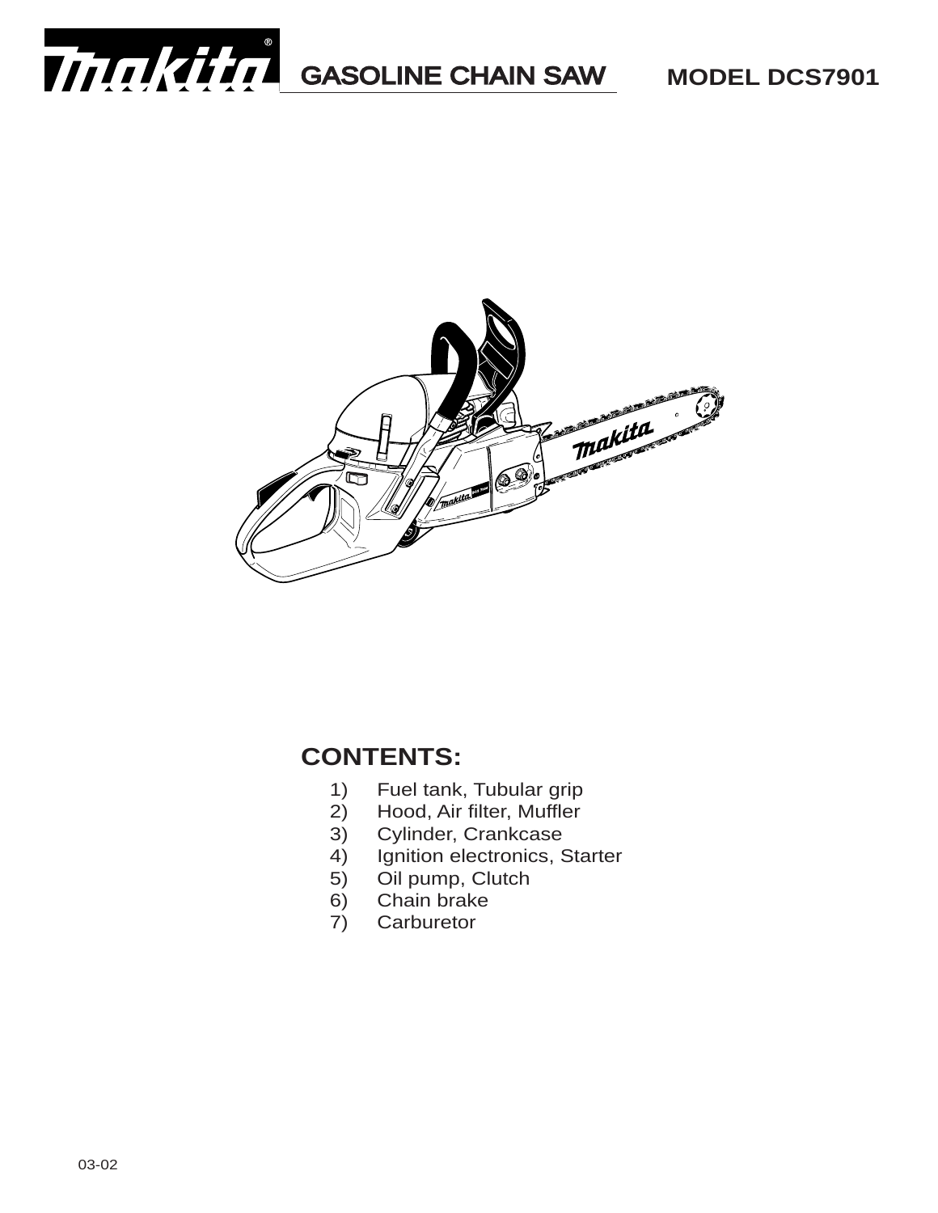# Makita GASOLINE CHAIN SAW MODEL DCS7901

## CONTENTS:

1) Fuel tank, Tubular grip
2) Hood, Air filter, Muffler
3) Cylinder, Crankcase
4) Ignition electronics, Starter
5) Oil pump, Clutch
6) Chain brake
7) Carburetor

03-02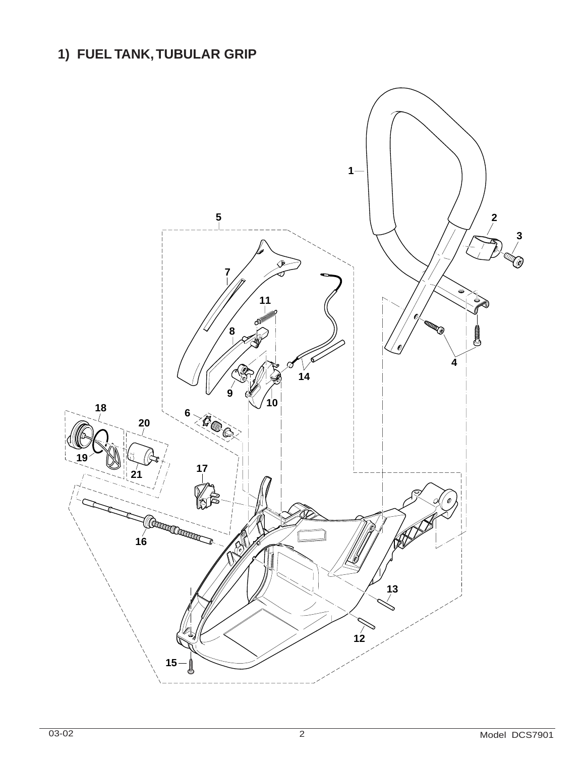# 1) FUEL TANK, TUBULAR GRIP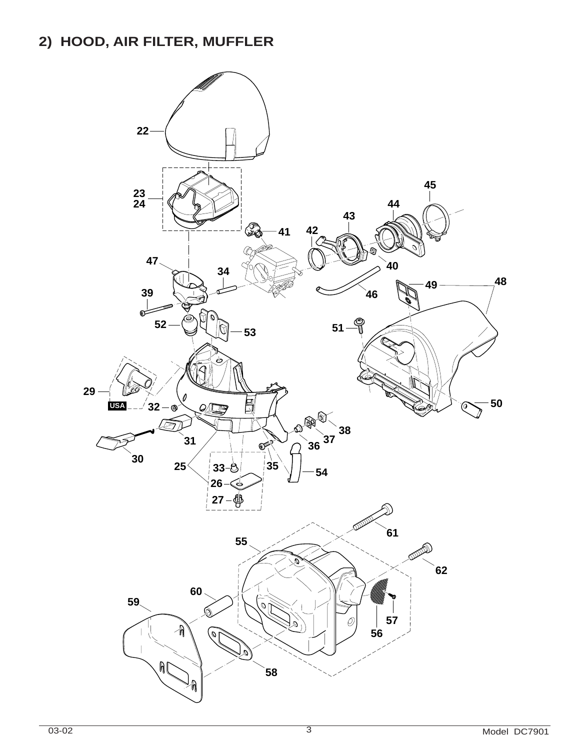## 2) HOOD, AIR FILTER, MUFFLER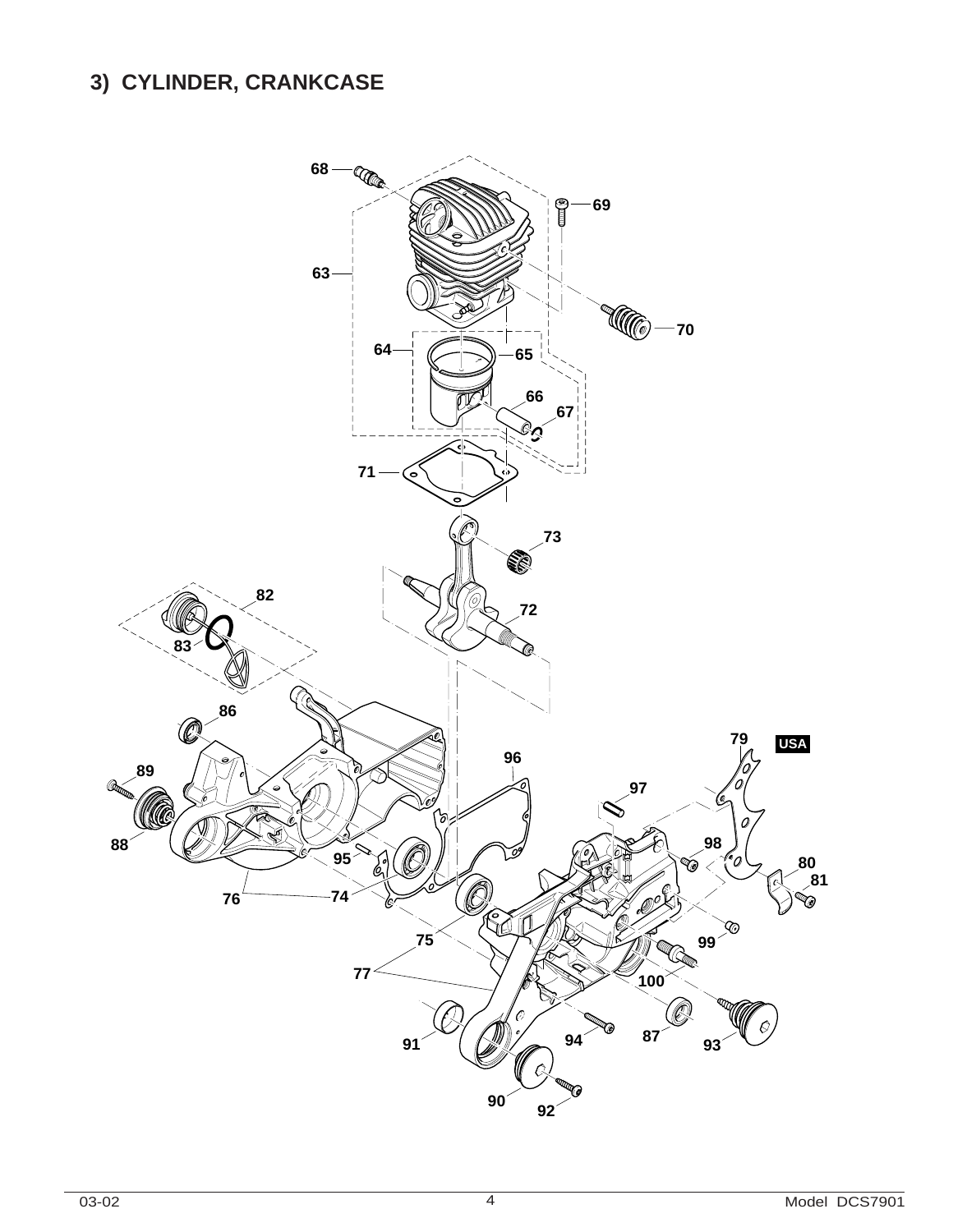## 3) CYLINDER, CRANKCASE

68 63 69 70 64 65 66 67 71 73 72 82 83 86 79 USA 96 89 97 98 80 81 88 95 76 74 75 99 77 100 91 94 87 93 90 92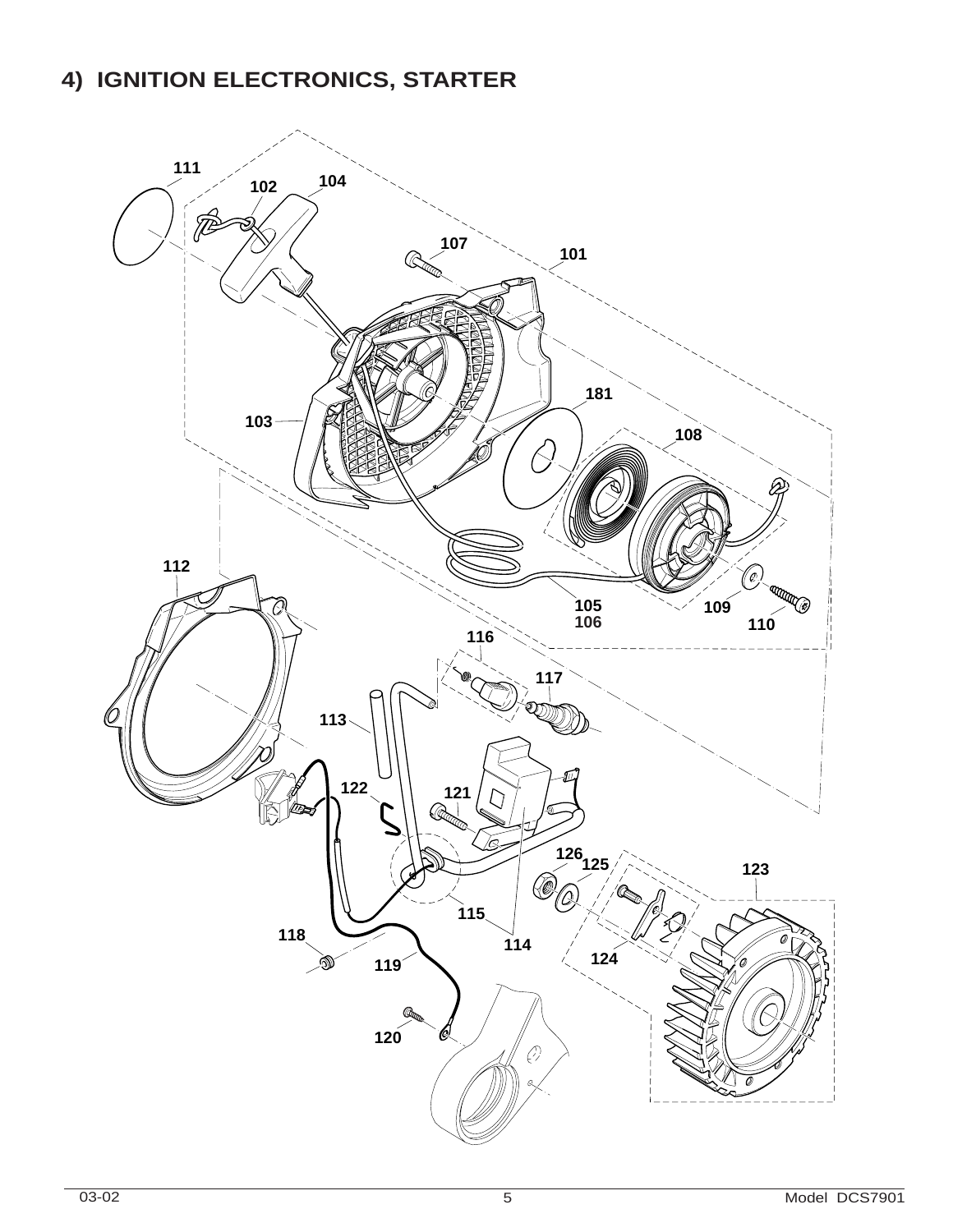## 4) IGNITION ELECTRONICS, STARTER

111 102 104 107 101 181 108 103 112 105 106 109 110 116 117 113 122 121 126 125 123 115 114 118 119 124 120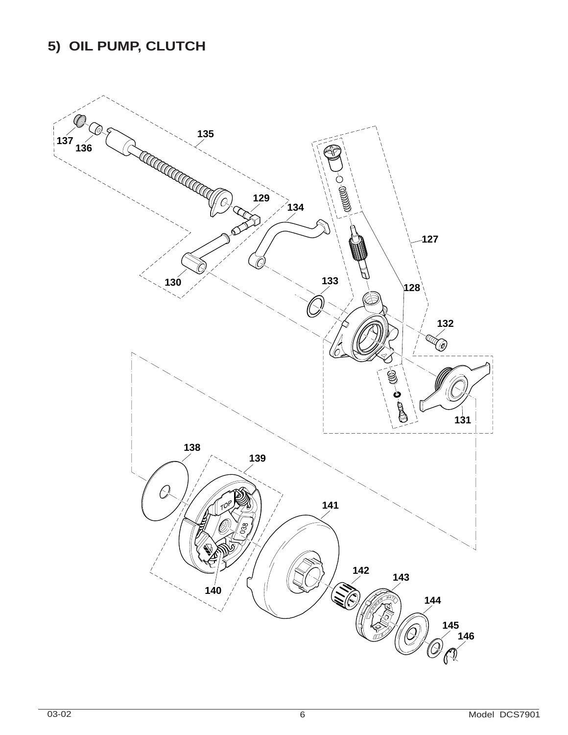## 5) OIL PUMP, CLUTCH

135
137
136
129
134
127
130
133
128
132
131
138
139
141
142
143
140
144
145
146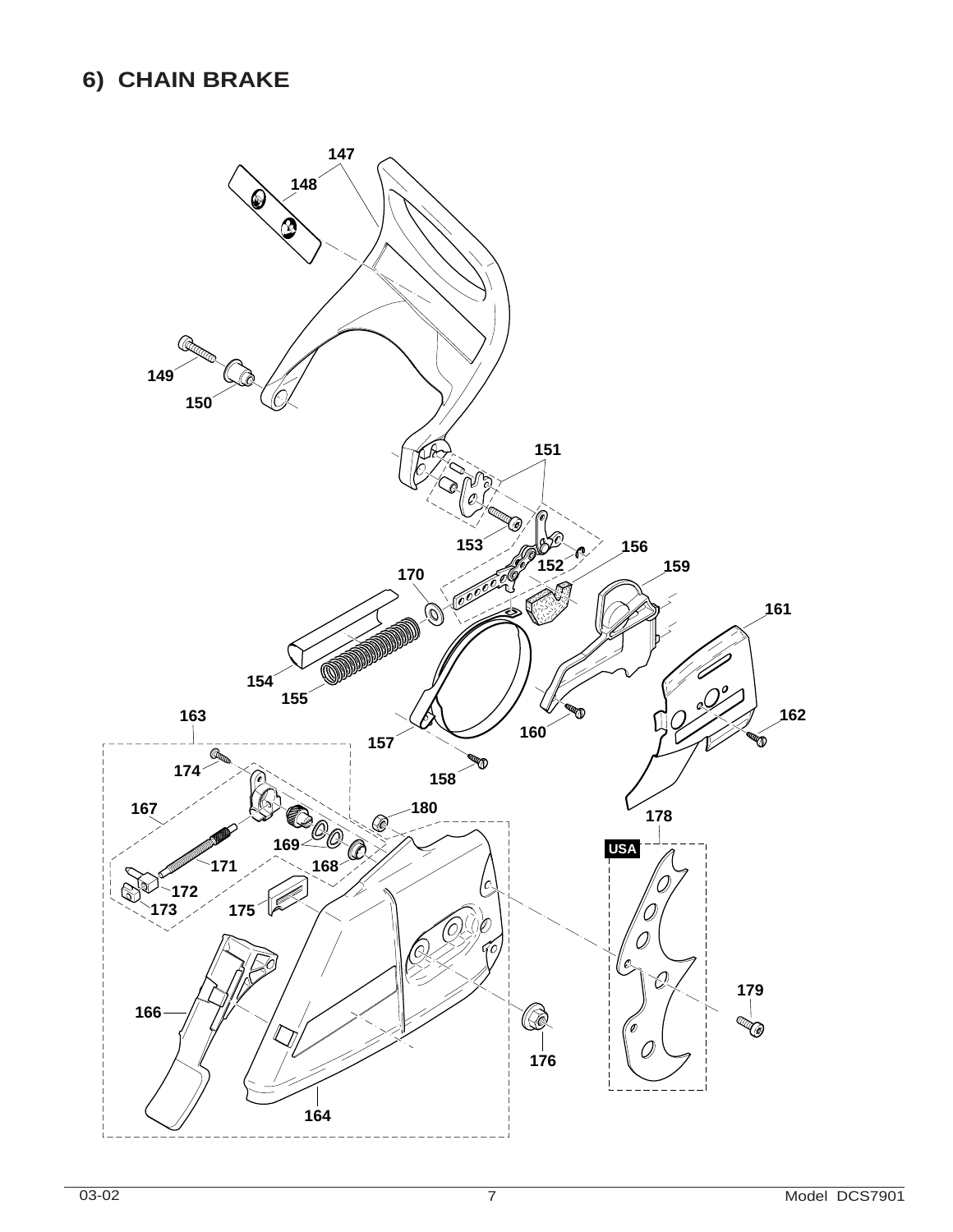## 6) CHAIN BRAKE

147
148
149
150
151
153
152
156
159
170
161
154
155
163
162
160
157
174
158
167
180
178
USA
169
171
168
172
173
175
179
166
176
164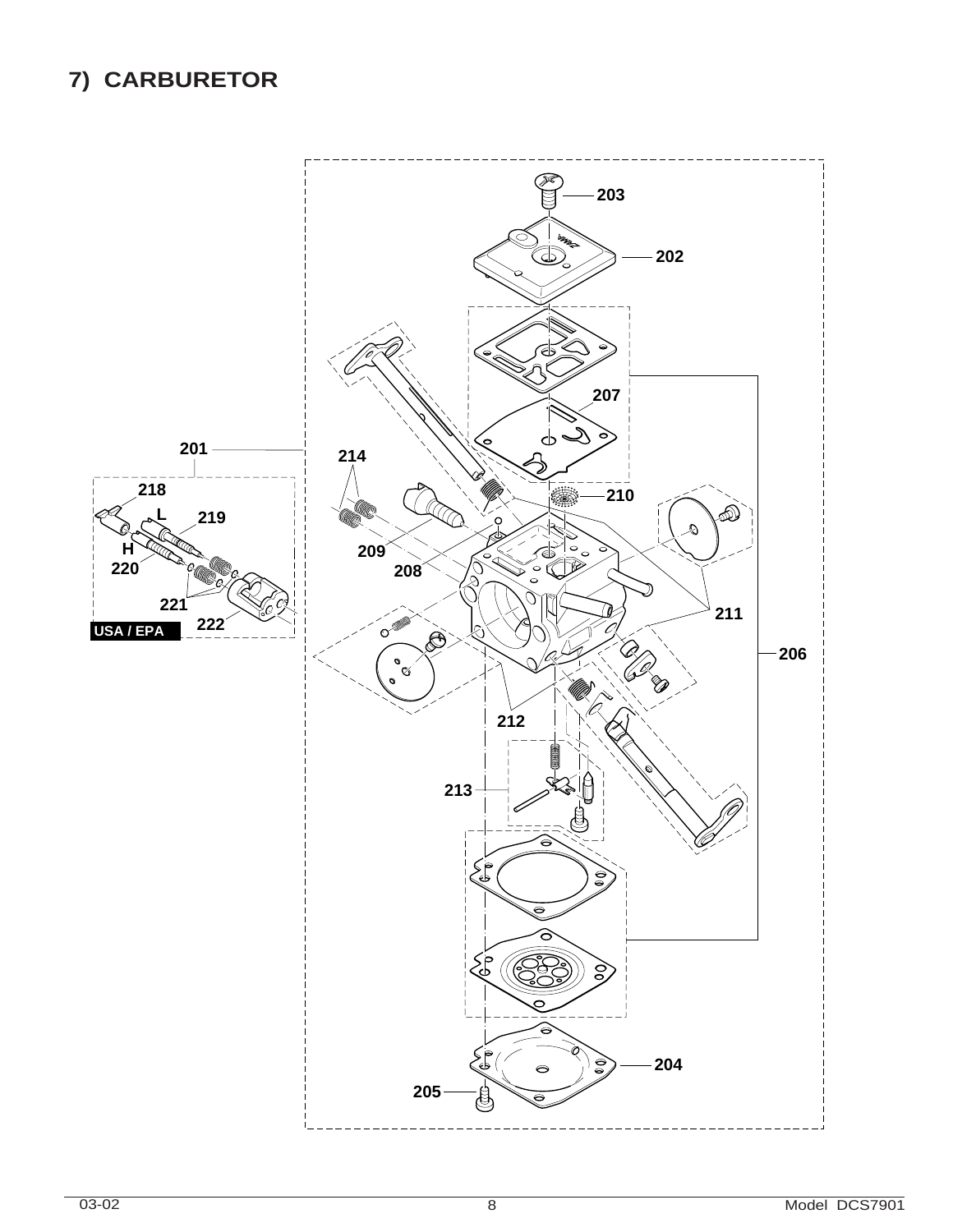# 7) CARBURETOR

203

202

207

201

214

210

218

L

219

H

220

209

208

221

211

222

USA / EPA

206

212

213

204

205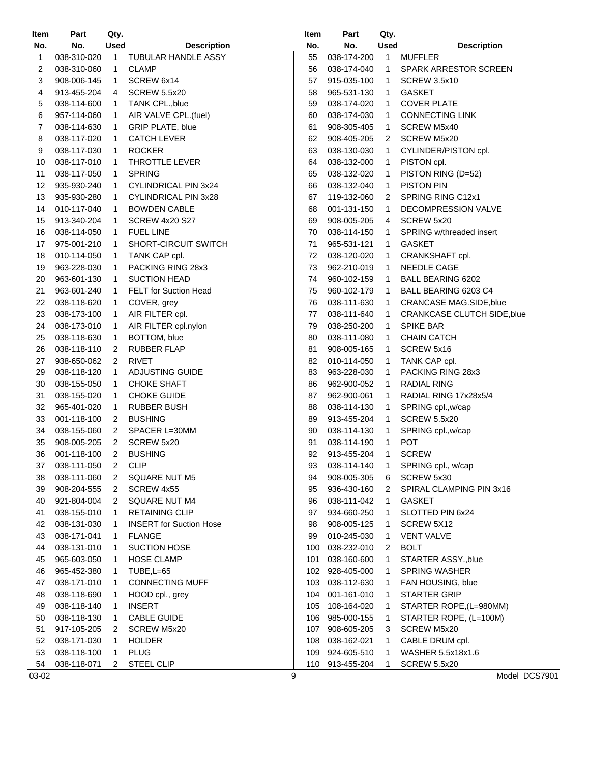| Item No. | Part No. | Qty. Used | Description |
|---|---|---|---|
| 1 | 038-310-020 | 1 | TUBULAR HANDLE ASSY |
| 2 | 038-310-060 | 1 | CLAMP |
| 3 | 908-006-145 | 1 | SCREW 6x14 |
| 4 | 913-455-204 | 4 | SCREW 5.5x20 |
| 5 | 038-114-600 | 1 | TANK CPL.,blue |
| 6 | 957-114-060 | 1 | AIR VALVE CPL.(fuel) |
| 7 | 038-114-630 | 1 | GRIP PLATE, blue |
| 8 | 038-117-020 | 1 | CATCH LEVER |
| 9 | 038-117-030 | 1 | ROCKER |
| 10 | 038-117-010 | 1 | THROTTLE LEVER |
| 11 | 038-117-050 | 1 | SPRING |
| 12 | 935-930-240 | 1 | CYLINDRICAL PIN 3x24 |
| 13 | 935-930-280 | 1 | CYLINDRICAL PIN 3x28 |
| 14 | 010-117-040 | 1 | BOWDEN CABLE |
| 15 | 913-340-204 | 1 | SCREW 4x20 S27 |
| 16 | 038-114-050 | 1 | FUEL LINE |
| 17 | 975-001-210 | 1 | SHORT-CIRCUIT SWITCH |
| 18 | 010-114-050 | 1 | TANK CAP cpl. |
| 19 | 963-228-030 | 1 | PACKING RING 28x3 |
| 20 | 963-601-130 | 1 | SUCTION HEAD |
| 21 | 963-601-240 | 1 | FELT for Suction Head |
| 22 | 038-118-620 | 1 | COVER, grey |
| 23 | 038-173-100 | 1 | AIR FILTER cpl. |
| 24 | 038-173-010 | 1 | AIR FILTER cpl.nylon |
| 25 | 038-118-630 | 1 | BOTTOM, blue |
| 26 | 038-118-110 | 2 | RUBBER FLAP |
| 27 | 938-650-062 | 2 | RIVET |
| 29 | 038-118-120 | 1 | ADJUSTING GUIDE |
| 30 | 038-155-050 | 1 | CHOKE SHAFT |
| 31 | 038-155-020 | 1 | CHOKE GUIDE |
| 32 | 965-401-020 | 1 | RUBBER BUSH |
| 33 | 001-118-100 | 2 | BUSHING |
| 34 | 038-155-060 | 2 | SPACER L=30MM |
| 35 | 908-005-205 | 2 | SCREW 5x20 |
| 36 | 001-118-100 | 2 | BUSHING |
| 37 | 038-111-050 | 2 | CLIP |
| 38 | 038-111-060 | 2 | SQUARE NUT M5 |
| 39 | 908-204-555 | 2 | SCREW 4x55 |
| 40 | 921-804-004 | 2 | SQUARE NUT M4 |
| 41 | 038-155-010 | 1 | RETAINING CLIP |
| 42 | 038-131-030 | 1 | INSERT for Suction Hose |
| 43 | 038-171-041 | 1 | FLANGE |
| 44 | 038-131-010 | 1 | SUCTION HOSE |
| 45 | 965-603-050 | 1 | HOSE CLAMP |
| 46 | 965-452-380 | 1 | TUBE,L=65 |
| 47 | 038-171-010 | 1 | CONNECTING MUFF |
| 48 | 038-118-690 | 1 | HOOD cpl., grey |
| 49 | 038-118-140 | 1 | INSERT |
| 50 | 038-118-130 | 1 | CABLE GUIDE |
| 51 | 917-105-205 | 2 | SCREW M5x20 |
| 52 | 038-171-030 | 1 | HOLDER |
| 53 | 038-118-100 | 1 | PLUG |
| 54 | 038-118-071 | 2 | STEEL CLIP |
| 55 | 038-174-200 | 1 | MUFFLER |
| 56 | 038-174-040 | 1 | SPARK ARRESTOR SCREEN |
| 57 | 915-035-100 | 1 | SCREW 3.5x10 |
| 58 | 965-531-130 | 1 | GASKET |
| 59 | 038-174-020 | 1 | COVER PLATE |
| 60 | 038-174-030 | 1 | CONNECTING LINK |
| 61 | 908-305-405 | 1 | SCREW M5x40 |
| 62 | 908-405-205 | 2 | SCREW M5x20 |
| 63 | 038-130-030 | 1 | CYLINDER/PISTON cpl. |
| 64 | 038-132-000 | 1 | PISTON cpl. |
| 65 | 038-132-020 | 1 | PISTON RING (D=52) |
| 66 | 038-132-040 | 1 | PISTON PIN |
| 67 | 119-132-060 | 2 | SPRING RING C12x1 |
| 68 | 001-131-150 | 1 | DECOMPRESSION VALVE |
| 69 | 908-005-205 | 4 | SCREW 5x20 |
| 70 | 038-114-150 | 1 | SPRING w/threaded insert |
| 71 | 965-531-121 | 1 | GASKET |
| 72 | 038-120-020 | 1 | CRANKSHAFT cpl. |
| 73 | 962-210-019 | 1 | NEEDLE CAGE |
| 74 | 960-102-159 | 1 | BALL BEARING 6202 |
| 75 | 960-102-179 | 1 | BALL BEARING 6203 C4 |
| 76 | 038-111-630 | 1 | CRANCASE MAG.SIDE,blue |
| 77 | 038-111-640 | 1 | CRANKCASE CLUTCH SIDE,blue |
| 79 | 038-250-200 | 1 | SPIKE BAR |
| 80 | 038-111-080 | 1 | CHAIN CATCH |
| 81 | 908-005-165 | 1 | SCREW 5x16 |
| 82 | 010-114-050 | 1 | TANK CAP cpl. |
| 83 | 963-228-030 | 1 | PACKING RING 28x3 |
| 86 | 962-900-052 | 1 | RADIAL RING |
| 87 | 962-900-061 | 1 | RADIAL RING 17x28x5/4 |
| 88 | 038-114-130 | 1 | SPRING cpl.,w/cap |
| 89 | 913-455-204 | 1 | SCREW 5.5x20 |
| 90 | 038-114-130 | 1 | SPRING cpl.,w/cap |
| 91 | 038-114-190 | 1 | POT |
| 92 | 913-455-204 | 1 | SCREW |
| 93 | 038-114-140 | 1 | SPRING cpl., w/cap |
| 94 | 908-005-305 | 6 | SCREW 5x30 |
| 95 | 936-430-160 | 2 | SPIRAL CLAMPING PIN 3x16 |
| 96 | 038-111-042 | 1 | GASKET |
| 97 | 934-660-250 | 1 | SLOTTED PIN 6x24 |
| 98 | 908-005-125 | 1 | SCREW 5X12 |
| 99 | 010-245-030 | 1 | VENT VALVE |
| 100 | 038-232-010 | 2 | BOLT |
| 101 | 038-160-600 | 1 | STARTER ASSY.,blue |
| 102 | 928-405-000 | 1 | SPRING WASHER |
| 103 | 038-112-630 | 1 | FAN HOUSING, blue |
| 104 | 001-161-010 | 1 | STARTER GRIP |
| 105 | 108-164-020 | 1 | STARTER ROPE,(L=980MM) |
| 106 | 985-000-155 | 1 | STARTER ROPE, (L=100M) |
| 107 | 908-605-205 | 3 | SCREW M5x20 |
| 108 | 038-162-021 | 1 | CABLE DRUM cpl. |
| 109 | 924-605-510 | 1 | WASHER 5.5x18x1.6 |
| 110 | 913-455-204 | 1 | SCREW 5.5x20 |

03-02 Model DCS7901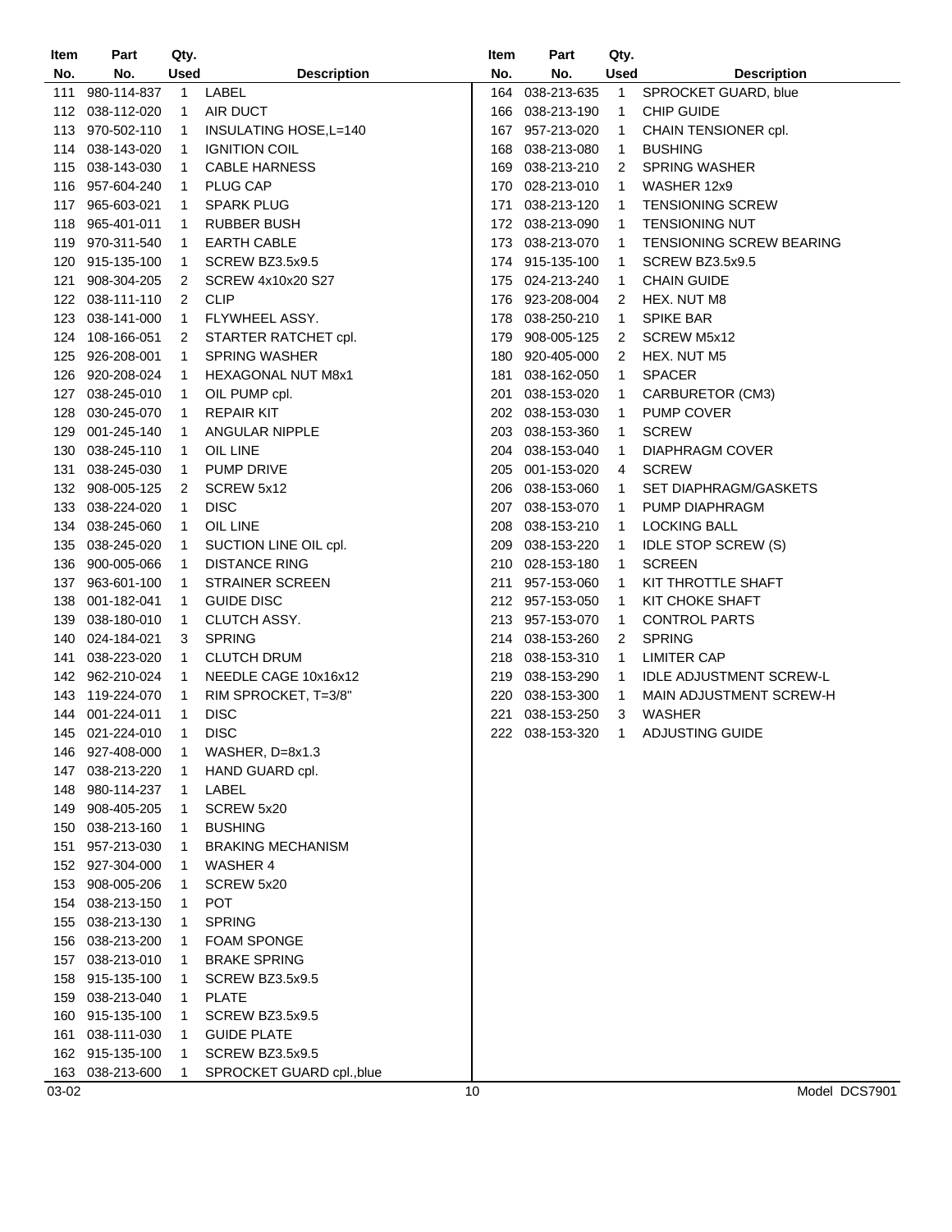| Item No. | Part No. | Qty. Used | Description |
|---|---|---|---|
| 111 | 980-114-837 | 1 | LABEL |
| 112 | 038-112-020 | 1 | AIR DUCT |
| 113 | 970-502-110 | 1 | INSULATING HOSE,L=140 |
| 114 | 038-143-020 | 1 | IGNITION COIL |
| 115 | 038-143-030 | 1 | CABLE HARNESS |
| 116 | 957-604-240 | 1 | PLUG CAP |
| 117 | 965-603-021 | 1 | SPARK PLUG |
| 118 | 965-401-011 | 1 | RUBBER BUSH |
| 119 | 970-311-540 | 1 | EARTH CABLE |
| 120 | 915-135-100 | 1 | SCREW BZ3.5x9.5 |
| 121 | 908-304-205 | 2 | SCREW 4x10x20 S27 |
| 122 | 038-111-110 | 2 | CLIP |
| 123 | 038-141-000 | 1 | FLYWHEEL ASSY. |
| 124 | 108-166-051 | 2 | STARTER RATCHET cpl. |
| 125 | 926-208-001 | 1 | SPRING WASHER |
| 126 | 920-208-024 | 1 | HEXAGONAL NUT M8x1 |
| 127 | 038-245-010 | 1 | OIL PUMP cpl. |
| 128 | 030-245-070 | 1 | REPAIR KIT |
| 129 | 001-245-140 | 1 | ANGULAR NIPPLE |
| 130 | 038-245-110 | 1 | OIL LINE |
| 131 | 038-245-030 | 1 | PUMP DRIVE |
| 132 | 908-005-125 | 2 | SCREW 5x12 |
| 133 | 038-224-020 | 1 | DISC |
| 134 | 038-245-060 | 1 | OIL LINE |
| 135 | 038-245-020 | 1 | SUCTION LINE OIL cpl. |
| 136 | 900-005-066 | 1 | DISTANCE RING |
| 137 | 963-601-100 | 1 | STRAINER SCREEN |
| 138 | 001-182-041 | 1 | GUIDE DISC |
| 139 | 038-180-010 | 1 | CLUTCH ASSY. |
| 140 | 024-184-021 | 3 | SPRING |
| 141 | 038-223-020 | 1 | CLUTCH DRUM |
| 142 | 962-210-024 | 1 | NEEDLE CAGE 10x16x12 |
| 143 | 119-224-070 | 1 | RIM SPROCKET, T=3/8" |
| 144 | 001-224-011 | 1 | DISC |
| 145 | 021-224-010 | 1 | DISC |
| 146 | 927-408-000 | 1 | WASHER, D=8x1.3 |
| 147 | 038-213-220 | 1 | HAND GUARD cpl. |
| 148 | 980-114-237 | 1 | LABEL |
| 149 | 908-405-205 | 1 | SCREW 5x20 |
| 150 | 038-213-160 | 1 | BUSHING |
| 151 | 957-213-030 | 1 | BRAKING MECHANISM |
| 152 | 927-304-000 | 1 | WASHER 4 |
| 153 | 908-005-206 | 1 | SCREW 5x20 |
| 154 | 038-213-150 | 1 | POT |
| 155 | 038-213-130 | 1 | SPRING |
| 156 | 038-213-200 | 1 | FOAM SPONGE |
| 157 | 038-213-010 | 1 | BRAKE SPRING |
| 158 | 915-135-100 | 1 | SCREW BZ3.5x9.5 |
| 159 | 038-213-040 | 1 | PLATE |
| 160 | 915-135-100 | 1 | SCREW BZ3.5x9.5 |
| 161 | 038-111-030 | 1 | GUIDE PLATE |
| 162 | 915-135-100 | 1 | SCREW BZ3.5x9.5 |
| 163 | 038-213-600 | 1 | SPROCKET GUARD cpl.,blue |
| 164 | 038-213-635 | 1 | SPROCKET GUARD, blue |
| 166 | 038-213-190 | 1 | CHIP GUIDE |
| 167 | 957-213-020 | 1 | CHAIN TENSIONER cpl. |
| 168 | 038-213-080 | 1 | BUSHING |
| 169 | 038-213-210 | 2 | SPRING WASHER |
| 170 | 028-213-010 | 1 | WASHER 12x9 |
| 171 | 038-213-120 | 1 | TENSIONING SCREW |
| 172 | 038-213-090 | 1 | TENSIONING NUT |
| 173 | 038-213-070 | 1 | TENSIONING SCREW BEARING |
| 174 | 915-135-100 | 1 | SCREW BZ3.5x9.5 |
| 175 | 024-213-240 | 1 | CHAIN GUIDE |
| 176 | 923-208-004 | 2 | HEX. NUT M8 |
| 178 | 038-250-210 | 1 | SPIKE BAR |
| 179 | 908-005-125 | 2 | SCREW M5x12 |
| 180 | 920-405-000 | 2 | HEX. NUT M5 |
| 181 | 038-162-050 | 1 | SPACER |
| 201 | 038-153-020 | 1 | CARBURETOR (CM3) |
| 202 | 038-153-030 | 1 | PUMP COVER |
| 203 | 038-153-360 | 1 | SCREW |
| 204 | 038-153-040 | 1 | DIAPHRAGM COVER |
| 205 | 001-153-020 | 4 | SCREW |
| 206 | 038-153-060 | 1 | SET DIAPHRAGM/GASKETS |
| 207 | 038-153-070 | 1 | PUMP DIAPHRAGM |
| 208 | 038-153-210 | 1 | LOCKING BALL |
| 209 | 038-153-220 | 1 | IDLE STOP SCREW (S) |
| 210 | 028-153-180 | 1 | SCREEN |
| 211 | 957-153-060 | 1 | KIT THROTTLE SHAFT |
| 212 | 957-153-050 | 1 | KIT CHOKE SHAFT |
| 213 | 957-153-070 | 1 | CONTROL PARTS |
| 214 | 038-153-260 | 2 | SPRING |
| 218 | 038-153-310 | 1 | LIMITER CAP |
| 219 | 038-153-290 | 1 | IDLE ADJUSTMENT SCREW-L |
| 220 | 038-153-300 | 1 | MAIN ADJUSTMENT SCREW-H |
| 221 | 038-153-250 | 3 | WASHER |
| 222 | 038-153-320 | 1 | ADJUSTING GUIDE |

03-02

Model DCS7901